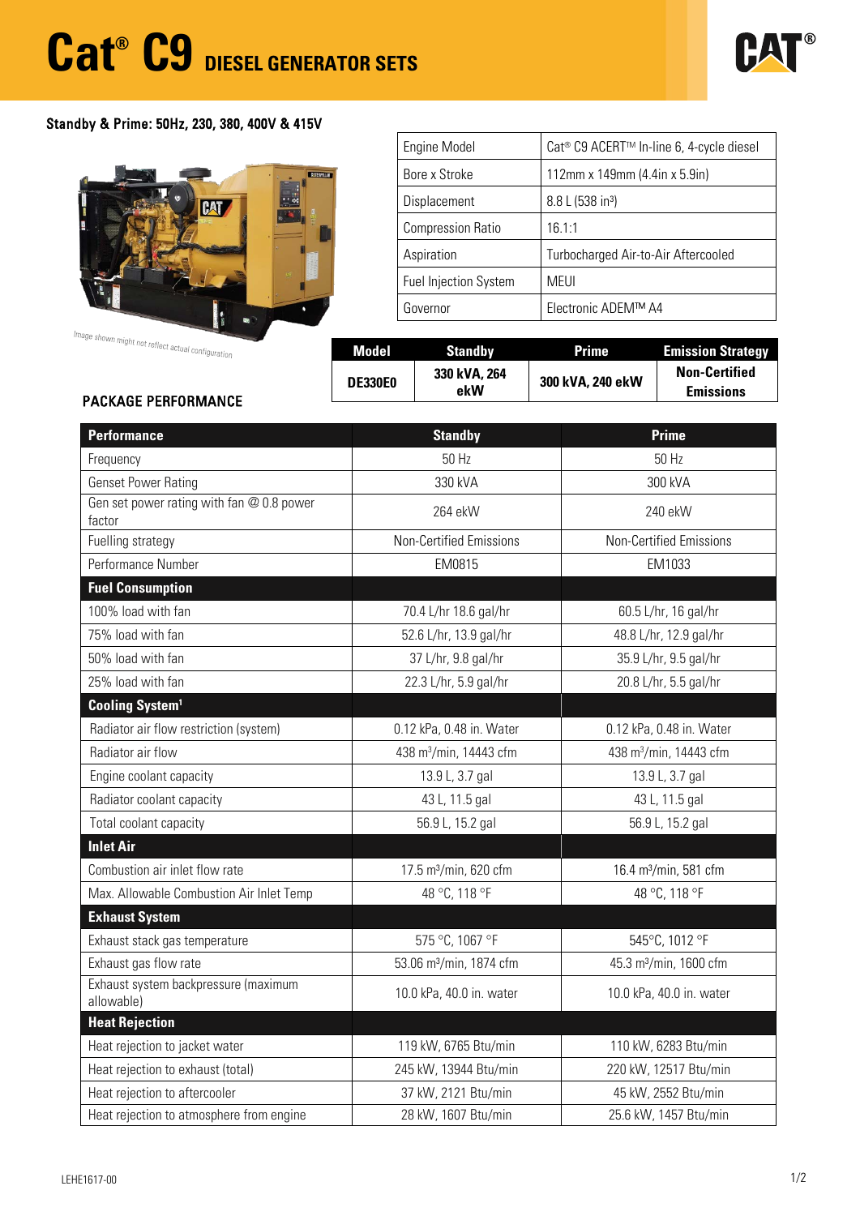# Cat® C9 DIESEL GENERATOR SETS

**Standby & Prime: 50Hz, 230, 380, 400V & 415V**

Image shown might not reflect actual configuration

| Engine Model | Cat® C9 ACERT™ In-line 6, 4-cycle diesel |
|---|---|
| Bore x Stroke | 112mm x 149mm (4.4in x 5.9in) |
| Displacement | 8.8 L (538 in³) |
| Compression Ratio | 16.1:1 |
| Aspiration | Turbocharged Air-to-Air Aftercooled |
| Fuel Injection System | MEUI |
| Governor | Electronic ADEM™ A4 |

| Model | Standby | Prime | Emission Strategy |
|---|---|---|---|
| DE330E0 | 330 kVA, 264 ekW | 300 kVA, 240 ekW | Non-Certified Emissions |

## PACKAGE PERFORMANCE

| Performance | Standby | Prime |
|---|---|---|
| Frequency | 50 Hz | 50 Hz |
| Genset Power Rating | 330 kVA | 300 kVA |
| Gen set power rating with fan @ 0.8 power factor | 264 ekW | 240 ekW |
| Fuelling strategy | Non-Certified Emissions | Non-Certified Emissions |
| Performance Number | EM0815 | EM1033 |
| **Fuel Consumption** | | |
| 100% load with fan | 70.4 L/hr 18.6 gal/hr | 60.5 L/hr, 16 gal/hr |
| 75% load with fan | 52.6 L/hr, 13.9 gal/hr | 48.8 L/hr, 12.9 gal/hr |
| 50% load with fan | 37 L/hr, 9.8 gal/hr | 35.9 L/hr, 9.5 gal/hr |
| 25% load with fan | 22.3 L/hr, 5.9 gal/hr | 20.8 L/hr, 5.5 gal/hr |
| **Cooling System[1]** | | |
| Radiator air flow restriction (system) | 0.12 kPa, 0.48 in. Water | 0.12 kPa, 0.48 in. Water |
| Radiator air flow | 438 m³/min, 14443 cfm | 438 m³/min, 14443 cfm |
| Engine coolant capacity | 13.9 L, 3.7 gal | 13.9 L, 3.7 gal |
| Radiator coolant capacity | 43 L, 11.5 gal | 43 L, 11.5 gal |
| Total coolant capacity | 56.9 L, 15.2 gal | 56.9 L, 15.2 gal |
| **Inlet Air** | | |
| Combustion air inlet flow rate | 17.5 m³/min, 620 cfm | 16.4 m³/min, 581 cfm |
| Max. Allowable Combustion Air Inlet Temp | 48 °C, 118 °F | 48 °C, 118 °F |
| **Exhaust System** | | |
| Exhaust stack gas temperature | 575 °C, 1067 °F | 545°C, 1012 °F |
| Exhaust gas flow rate | 53.06 m³/min, 1874 cfm | 45.3 m³/min, 1600 cfm |
| Exhaust system backpressure (maximum allowable) | 10.0 kPa, 40.0 in. water | 10.0 kPa, 40.0 in. water |
| **Heat Rejection** | | |
| Heat rejection to jacket water | 119 kW, 6765 Btu/min | 110 kW, 6283 Btu/min |
| Heat rejection to exhaust (total) | 245 kW, 13944 Btu/min | 220 kW, 12517 Btu/min |
| Heat rejection to aftercooler | 37 kW, 2121 Btu/min | 45 kW, 2552 Btu/min |
| Heat rejection to atmosphere from engine | 28 kW, 1607 Btu/min | 25.6 kW, 1457 Btu/min |

LEHE1617-00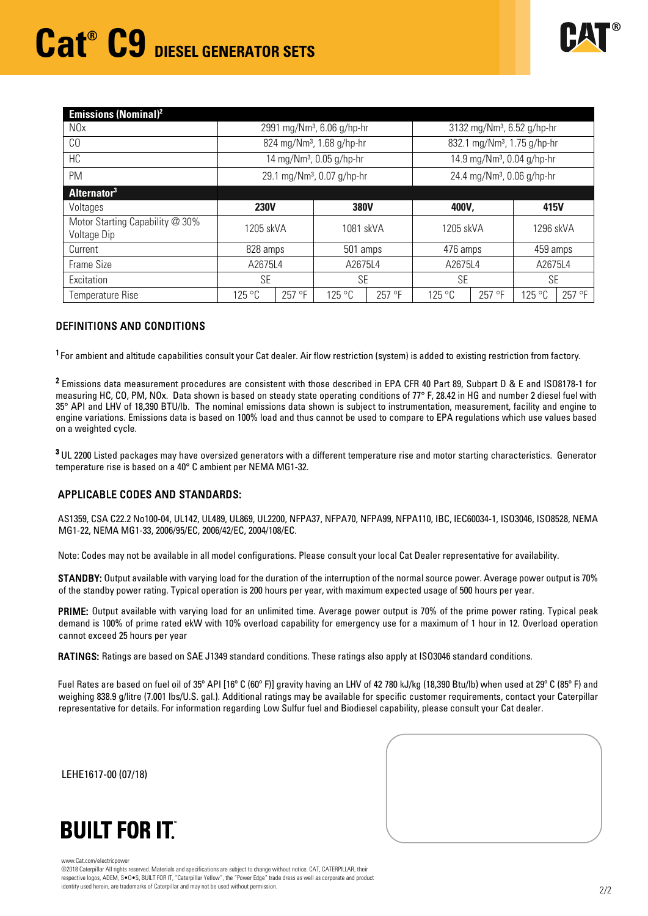# Cat® C9 DIESEL GENERATOR SETS

| Emissions (Nominal)[2] | | | | | | | | |
|---|---|---|---|---|---|---|---|---|
| NOx | 2991 mg/Nm³, 6.06 g/hp-hr | | | | 3132 mg/Nm³, 6.52 g/hp-hr | | | |
| CO | 824 mg/Nm³, 1.68 g/hp-hr | | | | 832.1 mg/Nm³, 1.75 g/hp-hr | | | |
| HC | 14 mg/Nm³, 0.05 g/hp-hr | | | | 14.9 mg/Nm³, 0.04 g/hp-hr | | | |
| PM | 29.1 mg/Nm³, 0.07 g/hp-hr | | | | 24.4 mg/Nm³, 0.06 g/hp-hr | | | |
| **Alternator[3]** | | | | | | | | |
| Voltages | **230V** | | **380V** | | **400V,** | | **415V** | |
| Motor Starting Capability @ 30% Voltage Dip | 1205 skVA | | 1081 skVA | | 1205 skVA | | 1296 skVA | |
| Current | 828 amps | | 501 amps | | 476 amps | | 459 amps | |
| Frame Size | A2675L4 | | A2675L4 | | A2675L4 | | A2675L4 | |
| Excitation | SE | | SE | | SE | | SE | |
| Temperature Rise | 125 °C | 257 °F | 125 °C | 257 °F | 125 °C | 257 °F | 125 °C | 257 °F |

## DEFINITIONS AND CONDITIONS

[1] For ambient and altitude capabilities consult your Cat dealer. Air flow restriction (system) is added to existing restriction from factory.

[2] Emissions data measurement procedures are consistent with those described in EPA CFR 40 Part 89, Subpart D & E and ISO8178-1 for measuring HC, CO, PM, NOx. Data shown is based on steady state operating conditions of 77° F, 28.42 in HG and number 2 diesel fuel with 35° API and LHV of 18,390 BTU/lb. The nominal emissions data shown is subject to instrumentation, measurement, facility and engine to engine variations. Emissions data is based on 100% load and thus cannot be used to compare to EPA regulations which use values based on a weighted cycle.

[3] UL 2200 Listed packages may have oversized generators with a different temperature rise and motor starting characteristics. Generator temperature rise is based on a 40° C ambient per NEMA MG1-32.

## APPLICABLE CODES AND STANDARDS:

AS1359, CSA C22.2 No100-04, UL142, UL489, UL869, UL2200, NFPA37, NFPA70, NFPA99, NFPA110, IBC, IEC60034-1, ISO3046, ISO8528, NEMA MG1-22, NEMA MG1-33, 2006/95/EC, 2006/42/EC, 2004/108/EC.

Note: Codes may not be available in all model configurations. Please consult your local Cat Dealer representative for availability.

**STANDBY:** Output available with varying load for the duration of the interruption of the normal source power. Average power output is 70% of the standby power rating. Typical operation is 200 hours per year, with maximum expected usage of 500 hours per year.

**PRIME:** Output available with varying load for an unlimited time. Average power output is 70% of the prime power rating. Typical peak demand is 100% of prime rated ekW with 10% overload capability for emergency use for a maximum of 1 hour in 12. Overload operation cannot exceed 25 hours per year

**RATINGS:** Ratings are based on SAE J1349 standard conditions. These ratings also apply at ISO3046 standard conditions.

Fuel Rates are based on fuel oil of 35º API [16º C (60º F)] gravity having an LHV of 42 780 kJ/kg (18,390 Btu/lb) when used at 29º C (85º F) and weighing 838.9 g/litre (7.001 lbs/U.S. gal.). Additional ratings may be available for specific customer requirements, contact your Caterpillar representative for details. For information regarding Low Sulfur fuel and Biodiesel capability, please consult your Cat dealer.

LEHE1617-00 (07/18)

**BUILT FOR IT.**

www.Cat.com/electricpower
©2018 Caterpillar All rights reserved. Materials and specifications are subject to change without notice. CAT, CATERPILLAR, their respective logos, ADEM, S•O•S, BUILT FOR IT, "Caterpillar Yellow", the "Power Edge" trade dress as well as corporate and product identity used herein, are trademarks of Caterpillar and may not be used without permission.